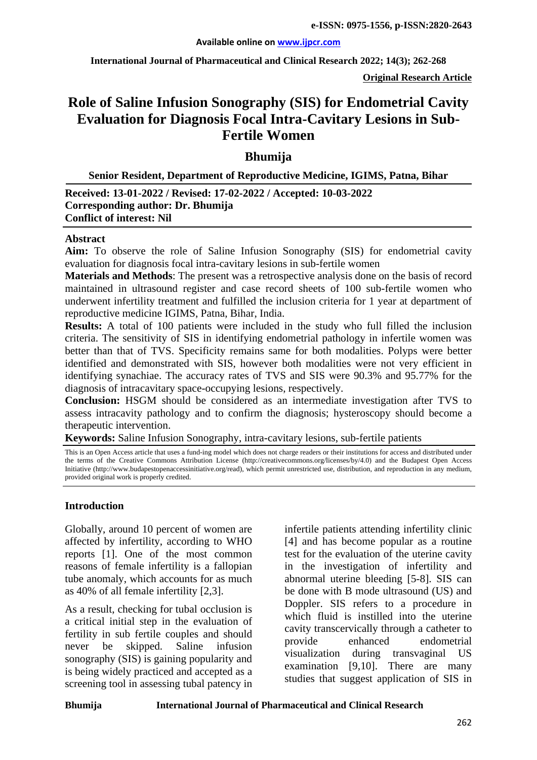**Available online on www.ijpcr.com**

**Original Research Article**

# Role of Saline Infusion Sonography (SIS) for Endometrial Cavity Evaluation for Diagnosis Focal Intra-Cavitary Lesions in Sub-Fertile Women

## Bhumija

**Senior Resident, Department of Reproductive Medicine, IGIMS, Patna, Bihar**

**Received: 13-01-2022 / Revised: 17-02-2022 / Accepted: 10-03-2022**
**Corresponding author: Dr. Bhumija**
**Conflict of interest: Nil**

### Abstract

**Aim:** To observe the role of Saline Infusion Sonography (SIS) for endometrial cavity evaluation for diagnosis focal intra-cavitary lesions in sub-fertile women

**Materials and Methods**: The present was a retrospective analysis done on the basis of record maintained in ultrasound register and case record sheets of 100 sub-fertile women who underwent infertility treatment and fulfilled the inclusion criteria for 1 year at department of reproductive medicine IGIMS, Patna, Bihar, India.

**Results:** A total of 100 patients were included in the study who full filled the inclusion criteria. The sensitivity of SIS in identifying endometrial pathology in infertile women was better than that of TVS. Specificity remains same for both modalities. Polyps were better identified and demonstrated with SIS, however both modalities were not very efficient in identifying synachiae. The accuracy rates of TVS and SIS were 90.3% and 95.77% for the diagnosis of intracavitary space-occupying lesions, respectively.

**Conclusion:** HSGM should be considered as an intermediate investigation after TVS to assess intracavity pathology and to confirm the diagnosis; hysteroscopy should become a therapeutic intervention.

**Keywords:** Saline Infusion Sonography, intra-cavitary lesions, sub-fertile patients

This is an Open Access article that uses a fund-ing model which does not charge readers or their institutions for access and distributed under the terms of the Creative Commons Attribution License (http://creativecommons.org/licenses/by/4.0) and the Budapest Open Access Initiative (http://www.budapestopenaccessinitiative.org/read), which permit unrestricted use, distribution, and reproduction in any medium, provided original work is properly credited.

### Introduction

Globally, around 10 percent of women are affected by infertility, according to WHO reports [1]. One of the most common reasons of female infertility is a fallopian tube anomaly, which accounts for as much as 40% of all female infertility [2,3].

As a result, checking for tubal occlusion is a critical initial step in the evaluation of fertility in sub fertile couples and should never be skipped. Saline infusion sonography (SIS) is gaining popularity and is being widely practiced and accepted as a screening tool in assessing tubal patency in infertile patients attending infertility clinic [4] and has become popular as a routine test for the evaluation of the uterine cavity in the investigation of infertility and abnormal uterine bleeding [5-8]. SIS can be done with B mode ultrasound (US) and Doppler. SIS refers to a procedure in which fluid is instilled into the uterine cavity transcervically through a catheter to provide enhanced endometrial visualization during transvaginal US examination [9,10]. There are many studies that suggest application of SIS in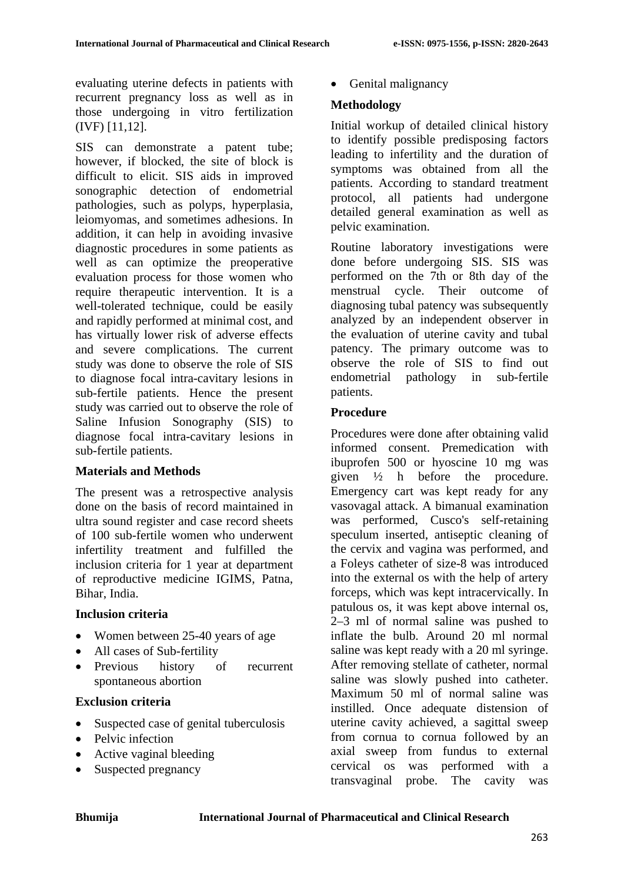evaluating uterine defects in patients with recurrent pregnancy loss as well as in those undergoing in vitro fertilization (IVF) [11,12].

SIS can demonstrate a patent tube; however, if blocked, the site of block is difficult to elicit. SIS aids in improved sonographic detection of endometrial pathologies, such as polyps, hyperplasia, leiomyomas, and sometimes adhesions. In addition, it can help in avoiding invasive diagnostic procedures in some patients as well as can optimize the preoperative evaluation process for those women who require therapeutic intervention. It is a well-tolerated technique, could be easily and rapidly performed at minimal cost, and has virtually lower risk of adverse effects and severe complications. The current study was done to observe the role of SIS to diagnose focal intra-cavitary lesions in sub-fertile patients. Hence the present study was carried out to observe the role of Saline Infusion Sonography (SIS) to diagnose focal intra-cavitary lesions in sub-fertile patients.

## Materials and Methods

The present was a retrospective analysis done on the basis of record maintained in ultra sound register and case record sheets of 100 sub-fertile women who underwent infertility treatment and fulfilled the inclusion criteria for 1 year at department of reproductive medicine IGIMS, Patna, Bihar, India.

### Inclusion criteria

- Women between 25-40 years of age
- All cases of Sub-fertility
- Previous history of recurrent spontaneous abortion

### Exclusion criteria

- Suspected case of genital tuberculosis
- Pelvic infection
- Active vaginal bleeding
- Suspected pregnancy
- Genital malignancy

### Methodology

Initial workup of detailed clinical history to identify possible predisposing factors leading to infertility and the duration of symptoms was obtained from all the patients. According to standard treatment protocol, all patients had undergone detailed general examination as well as pelvic examination.

Routine laboratory investigations were done before undergoing SIS. SIS was performed on the 7th or 8th day of the menstrual cycle. Their outcome of diagnosing tubal patency was subsequently analyzed by an independent observer in the evaluation of uterine cavity and tubal patency. The primary outcome was to observe the role of SIS to find out endometrial pathology in sub-fertile patients.

### Procedure

Procedures were done after obtaining valid informed consent. Premedication with ibuprofen 500 or hyoscine 10 mg was given ½ h before the procedure. Emergency cart was kept ready for any vasovagal attack. A bimanual examination was performed, Cusco's self-retaining speculum inserted, antiseptic cleaning of the cervix and vagina was performed, and a Foleys catheter of size-8 was introduced into the external os with the help of artery forceps, which was kept intracervically. In patulous os, it was kept above internal os, 2–3 ml of normal saline was pushed to inflate the bulb. Around 20 ml normal saline was kept ready with a 20 ml syringe. After removing stellate of catheter, normal saline was slowly pushed into catheter. Maximum 50 ml of normal saline was instilled. Once adequate distension of uterine cavity achieved, a sagittal sweep from cornua to cornua followed by an axial sweep from fundus to external cervical os was performed with a transvaginal probe. The cavity was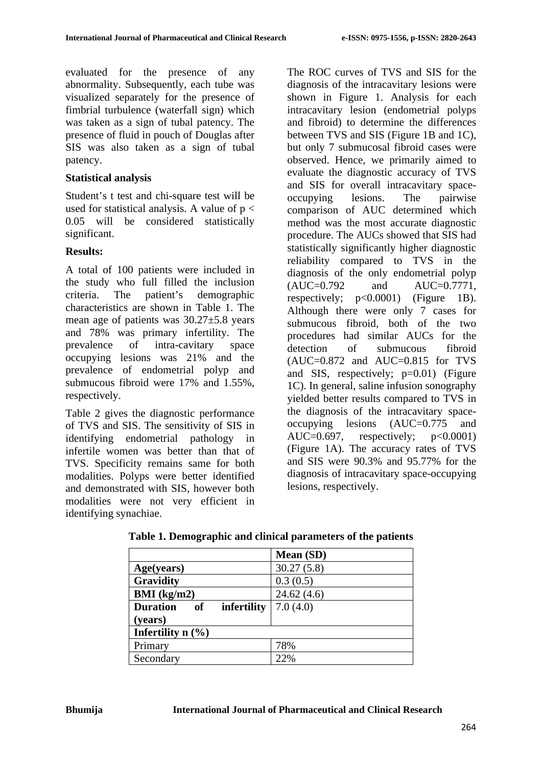evaluated for the presence of any abnormality. Subsequently, each tube was visualized separately for the presence of fimbrial turbulence (waterfall sign) which was taken as a sign of tubal patency. The presence of fluid in pouch of Douglas after SIS was also taken as a sign of tubal patency.

**Statistical analysis**

Student's t test and chi-square test will be used for statistical analysis. A value of $p < 0.05$ will be considered statistically significant.

**Results:**

A total of 100 patients were included in the study who full filled the inclusion criteria. The patient's demographic characteristics are shown in Table 1. The mean age of patients was 30.27±5.8 years and 78% was primary infertility. The prevalence of intra-cavitary space occupying lesions was 21% and the prevalence of endometrial polyp and submucous fibroid were 17% and 1.55%, respectively.

Table 2 gives the diagnostic performance of TVS and SIS. The sensitivity of SIS in identifying endometrial pathology in infertile women was better than that of TVS. Specificity remains same for both modalities. Polyps were better identified and demonstrated with SIS, however both modalities were not very efficient in identifying synachiae.

The ROC curves of TVS and SIS for the diagnosis of the intracavitary lesions were shown in Figure 1. Analysis for each intracavitary lesion (endometrial polyps and fibroid) to determine the differences between TVS and SIS (Figure 1B and 1C), but only 7 submucosal fibroid cases were observed. Hence, we primarily aimed to evaluate the diagnostic accuracy of TVS and SIS for overall intracavitary space-occupying lesions. The pairwise comparison of AUC determined which method was the most accurate diagnostic procedure. The AUCs showed that SIS had statistically significantly higher diagnostic reliability compared to TVS in the diagnosis of the only endometrial polyp (AUC=0.792 and AUC=0.7771, respectively; $p<0.0001$) (Figure 1B). Although there were only 7 cases for submucous fibroid, both of the two procedures had similar AUCs for the detection of submucous fibroid (AUC=0.872 and AUC=0.815 for TVS and SIS, respectively; $p=0.01$) (Figure 1C). In general, saline infusion sonography yielded better results compared to TVS in the diagnosis of the intracavitary space-occupying lesions (AUC=0.775 and AUC=0.697, respectively; $p<0.0001$) (Figure 1A). The accuracy rates of TVS and SIS were 90.3% and 95.77% for the diagnosis of intracavitary space-occupying lesions, respectively.

**Table 1. Demographic and clinical parameters of the patients**

| | Mean (SD) |
|---|---|
| **Age(years)** | 30.27 (5.8) |
| **Gravidity** | 0.3 (0.5) |
| **BMI (kg/m2)** | 24.62 (4.6) |
| **Duration of infertility (years)** | 7.0 (4.0) |
| **Infertility n (%)** | |
| Primary | 78% |
| Secondary | 22% |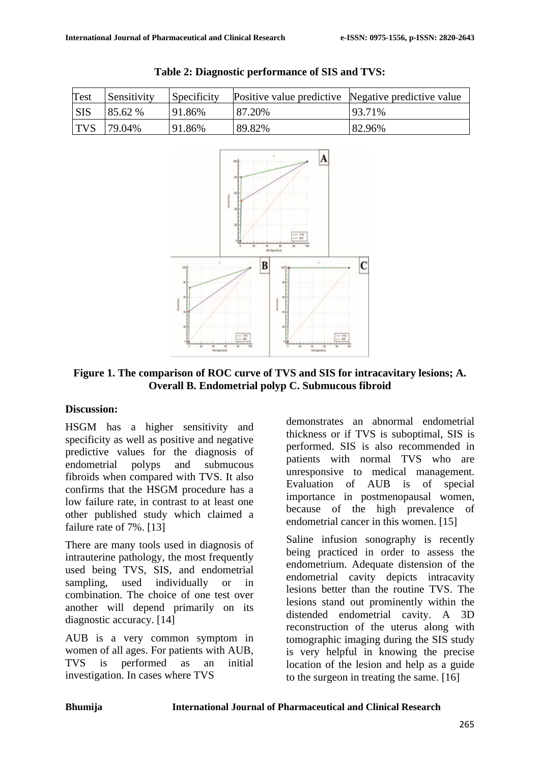**Table 2: Diagnostic performance of SIS and TVS:**

| Test | Sensitivity | Specificity | Positive value predictive | Negative predictive value |
|---|---|---|---|---|
| SIS | 85.62 % | 91.86% | 87.20% | 93.71% |
| TVS | 79.04% | 91.86% | 89.82% | 82.96% |

**Figure 1. The comparison of ROC curve of TVS and SIS for intracavitary lesions; A. Overall B. Endometrial polyp C. Submucous fibroid**

**Discussion:**

HSGM has a higher sensitivity and specificity as well as positive and negative predictive values for the diagnosis of endometrial polyps and submucous fibroids when compared with TVS. It also confirms that the HSGM procedure has a low failure rate, in contrast to at least one other published study which claimed a failure rate of 7%. [13]

There are many tools used in diagnosis of intrauterine pathology, the most frequently used being TVS, SIS, and endometrial sampling, used individually or in combination. The choice of one test over another will depend primarily on its diagnostic accuracy. [14]

AUB is a very common symptom in women of all ages. For patients with AUB, TVS is performed as an initial investigation. In cases where TVS demonstrates an abnormal endometrial thickness or if TVS is suboptimal, SIS is performed. SIS is also recommended in patients with normal TVS who are unresponsive to medical management. Evaluation of AUB is of special importance in postmenopausal women, because of the high prevalence of endometrial cancer in this women. [15]

Saline infusion sonography is recently being practiced in order to assess the endometrium. Adequate distension of the endometrial cavity depicts intracavity lesions better than the routine TVS. The lesions stand out prominently within the distended endometrial cavity. A 3D reconstruction of the uterus along with tomographic imaging during the SIS study is very helpful in knowing the precise location of the lesion and help as a guide to the surgeon in treating the same. [16]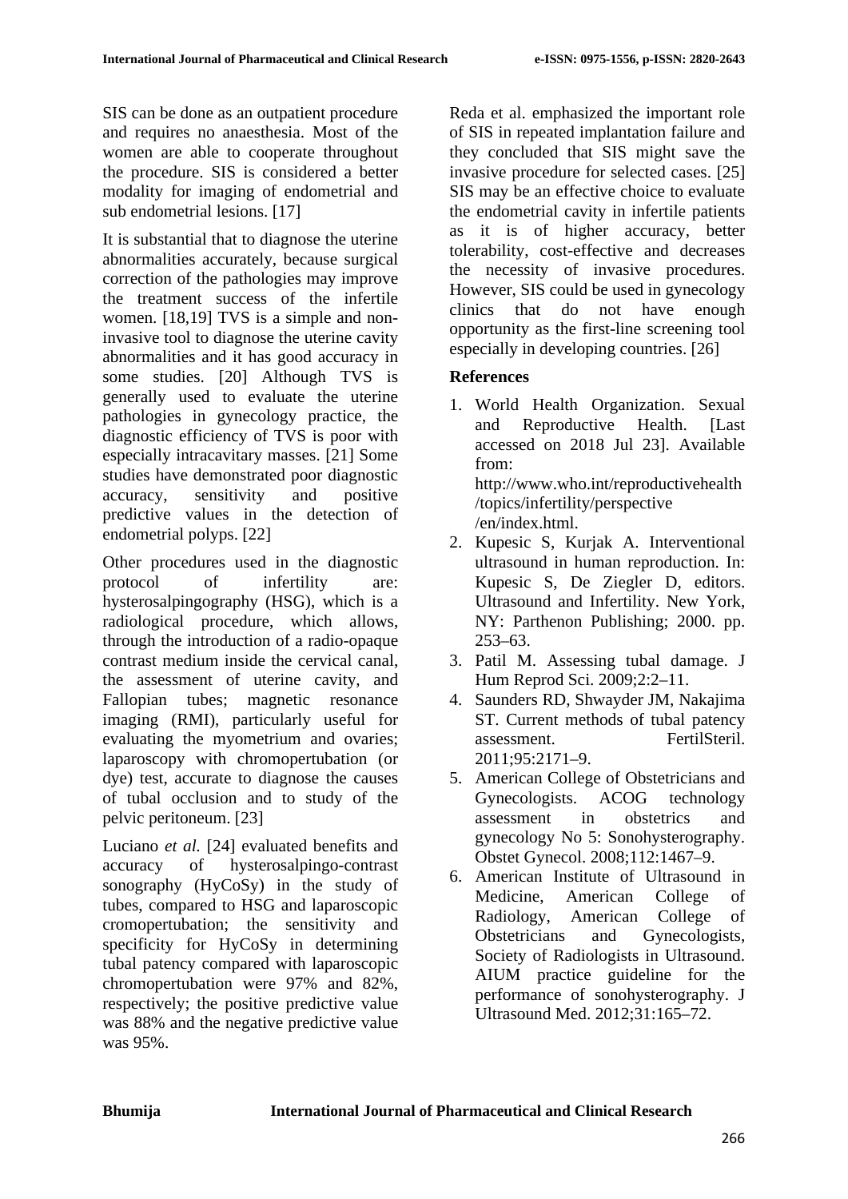SIS can be done as an outpatient procedure and requires no anaesthesia. Most of the women are able to cooperate throughout the procedure. SIS is considered a better modality for imaging of endometrial and sub endometrial lesions. [17]

It is substantial that to diagnose the uterine abnormalities accurately, because surgical correction of the pathologies may improve the treatment success of the infertile women. [18,19] TVS is a simple and non-invasive tool to diagnose the uterine cavity abnormalities and it has good accuracy in some studies. [20] Although TVS is generally used to evaluate the uterine pathologies in gynecology practice, the diagnostic efficiency of TVS is poor with especially intracavitary masses. [21] Some studies have demonstrated poor diagnostic accuracy, sensitivity and positive predictive values in the detection of endometrial polyps. [22]

Other procedures used in the diagnostic protocol of infertility are: hysterosalpingography (HSG), which is a radiological procedure, which allows, through the introduction of a radio-opaque contrast medium inside the cervical canal, the assessment of uterine cavity, and Fallopian tubes; magnetic resonance imaging (RMI), particularly useful for evaluating the myometrium and ovaries; laparoscopy with chromopertubation (or dye) test, accurate to diagnose the causes of tubal occlusion and to study of the pelvic peritoneum. [23]

Luciano *et al.* [24] evaluated benefits and accuracy of hysterosalpingo-contrast sonography (HyCoSy) in the study of tubes, compared to HSG and laparoscopic cromopertubation; the sensitivity and specificity for HyCoSy in determining tubal patency compared with laparoscopic chromopertubation were 97% and 82%, respectively; the positive predictive value was 88% and the negative predictive value was 95%.

Reda et al. emphasized the important role of SIS in repeated implantation failure and they concluded that SIS might save the invasive procedure for selected cases. [25] SIS may be an effective choice to evaluate the endometrial cavity in infertile patients as it is of higher accuracy, better tolerability, cost-effective and decreases the necessity of invasive procedures. However, SIS could be used in gynecology clinics that do not have enough opportunity as the first-line screening tool especially in developing countries. [26]

## References

1. World Health Organization. Sexual and Reproductive Health. [Last accessed on 2018 Jul 23]. Available from: http://www.who.int/reproductivehealth/topics/infertility/perspective/en/index.html.
2. Kupesic S, Kurjak A. Interventional ultrasound in human reproduction. In: Kupesic S, De Ziegler D, editors. Ultrasound and Infertility. New York, NY: Parthenon Publishing; 2000. pp. 253–63.
3. Patil M. Assessing tubal damage. J Hum Reprod Sci. 2009;2:2–11.
4. Saunders RD, Shwayder JM, Nakajima ST. Current methods of tubal patency assessment. FertilSteril. 2011;95:2171–9.
5. American College of Obstetricians and Gynecologists. ACOG technology assessment in obstetrics and gynecology No 5: Sonohysterography. Obstet Gynecol. 2008;112:1467–9.
6. American Institute of Ultrasound in Medicine, American College of Radiology, American College of Obstetricians and Gynecologists, Society of Radiologists in Ultrasound. AIUM practice guideline for the performance of sonohysterography. J Ultrasound Med. 2012;31:165–72.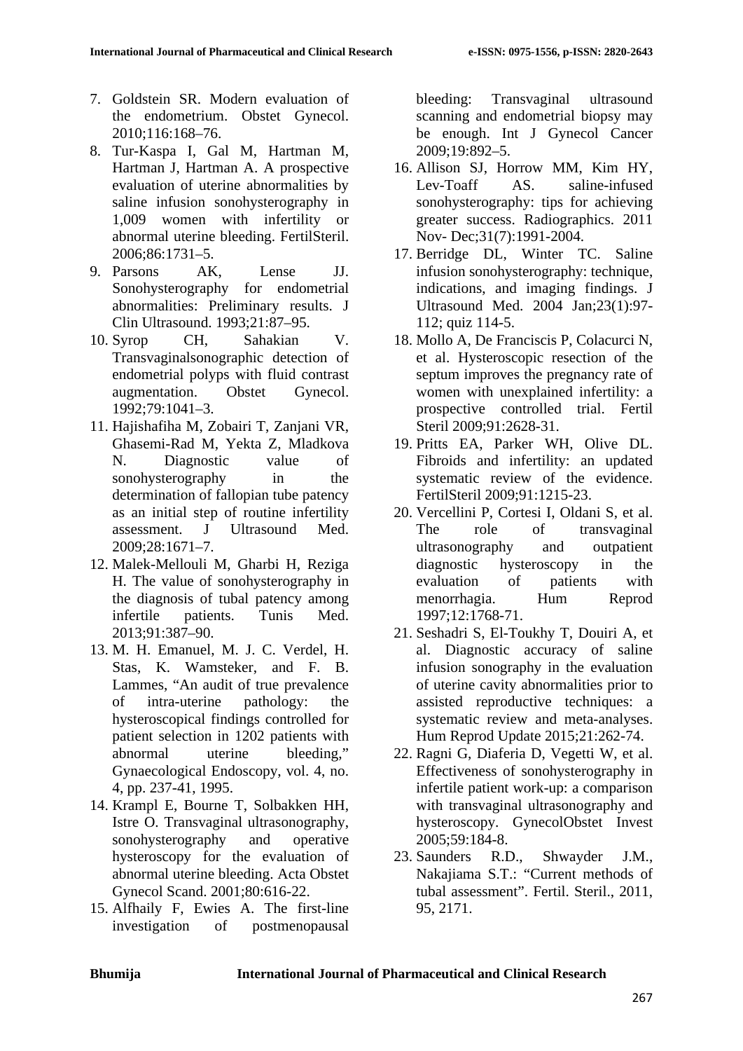7. Goldstein SR. Modern evaluation of the endometrium. Obstet Gynecol. 2010;116:168–76.
8. Tur-Kaspa I, Gal M, Hartman M, Hartman J, Hartman A. A prospective evaluation of uterine abnormalities by saline infusion sonohysterography in 1,009 women with infertility or abnormal uterine bleeding. FertilSteril. 2006;86:1731–5.
9. Parsons AK, Lense JJ. Sonohysterography for endometrial abnormalities: Preliminary results. J Clin Ultrasound. 1993;21:87–95.
10. Syrop CH, Sahakian V. Transvaginalsonographic detection of endometrial polyps with fluid contrast augmentation. Obstet Gynecol. 1992;79:1041–3.
11. Hajishafiha M, Zobairi T, Zanjani VR, Ghasemi-Rad M, Yekta Z, Mladkova N. Diagnostic value of sonohysterography in the determination of fallopian tube patency as an initial step of routine infertility assessment. J Ultrasound Med. 2009;28:1671–7.
12. Malek-Mellouli M, Gharbi H, Reziga H. The value of sonohysterography in the diagnosis of tubal patency among infertile patients. Tunis Med. 2013;91:387–90.
13. M. H. Emanuel, M. J. C. Verdel, H. Stas, K. Wamsteker, and F. B. Lammes, "An audit of true prevalence of intra-uterine pathology: the hysteroscopical findings controlled for patient selection in 1202 patients with abnormal uterine bleeding," Gynaecological Endoscopy, vol. 4, no. 4, pp. 237-41, 1995.
14. Krampl E, Bourne T, Solbakken HH, Istre O. Transvaginal ultrasonography, sonohysterography and operative hysteroscopy for the evaluation of abnormal uterine bleeding. Acta Obstet Gynecol Scand. 2001;80:616-22.
15. Alfhaily F, Ewies A. The first-line investigation of postmenopausal bleeding: Transvaginal ultrasound scanning and endometrial biopsy may be enough. Int J Gynecol Cancer 2009;19:892–5.
16. Allison SJ, Horrow MM, Kim HY, Lev-Toaff AS. saline-infused sonohysterography: tips for achieving greater success. Radiographics. 2011 Nov- Dec;31(7):1991-2004.
17. Berridge DL, Winter TC. Saline infusion sonohysterography: technique, indications, and imaging findings. J Ultrasound Med. 2004 Jan;23(1):97-112; quiz 114-5.
18. Mollo A, De Franciscis P, Colacurci N, et al. Hysteroscopic resection of the septum improves the pregnancy rate of women with unexplained infertility: a prospective controlled trial. Fertil Steril 2009;91:2628-31.
19. Pritts EA, Parker WH, Olive DL. Fibroids and infertility: an updated systematic review of the evidence. FertilSteril 2009;91:1215-23.
20. Vercellini P, Cortesi I, Oldani S, et al. The role of transvaginal ultrasonography and outpatient diagnostic hysteroscopy in the evaluation of patients with menorrhagia. Hum Reprod 1997;12:1768-71.
21. Seshadri S, El-Toukhy T, Douiri A, et al. Diagnostic accuracy of saline infusion sonography in the evaluation of uterine cavity abnormalities prior to assisted reproductive techniques: a systematic review and meta-analyses. Hum Reprod Update 2015;21:262-74.
22. Ragni G, Diaferia D, Vegetti W, et al. Effectiveness of sonohysterography in infertile patient work-up: a comparison with transvaginal ultrasonography and hysteroscopy. GynecolObstet Invest 2005;59:184-8.
23. Saunders R.D., Shwayder J.M., Nakajiama S.T.: "Current methods of tubal assessment". Fertil. Steril., 2011, 95, 2171.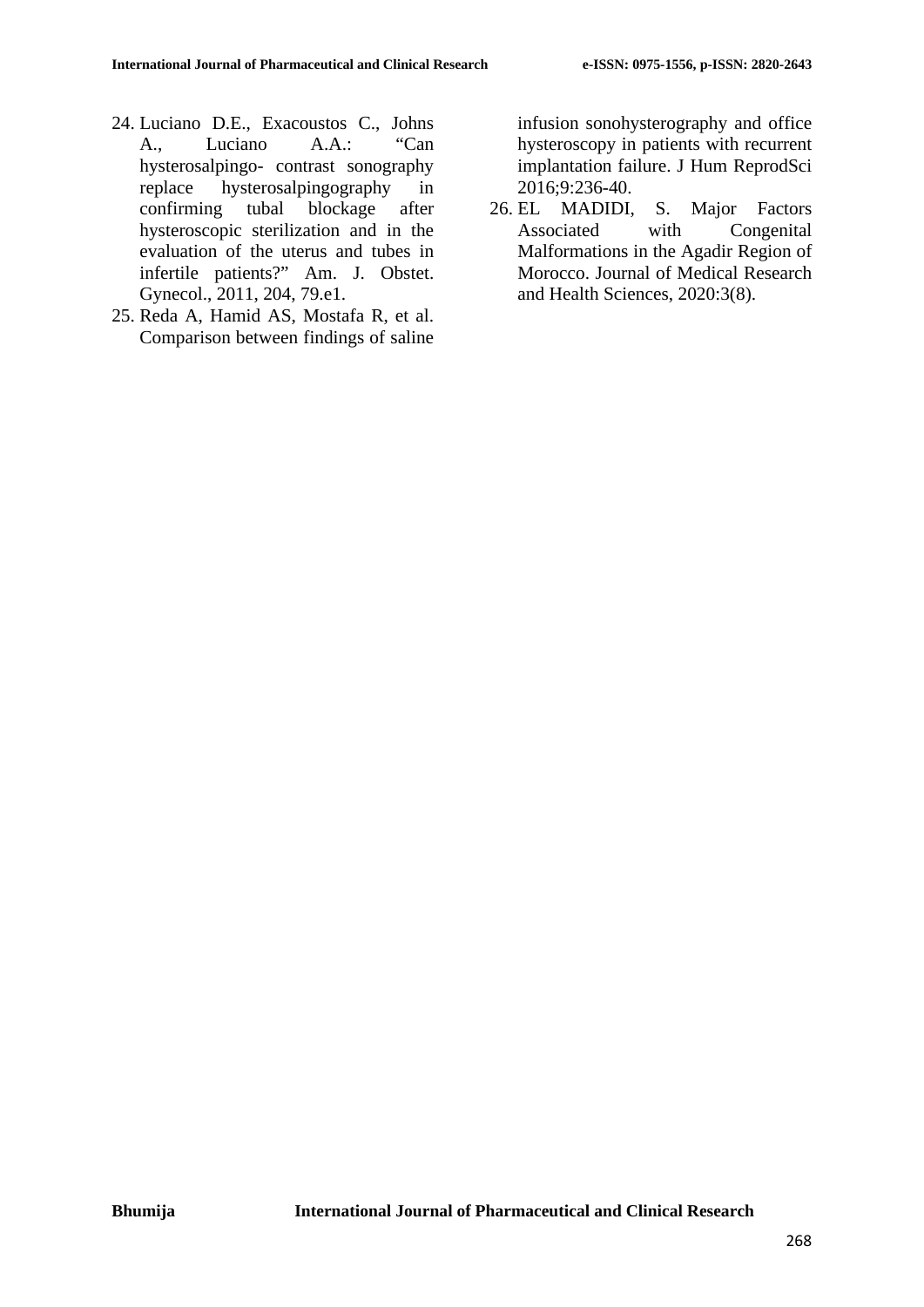24. Luciano D.E., Exacoustos C., Johns A., Luciano A.A.: "Can hysterosalpingo- contrast sonography replace hysterosalpingography in confirming tubal blockage after hysteroscopic sterilization and in the evaluation of the uterus and tubes in infertile patients?" Am. J. Obstet. Gynecol., 2011, 204, 79.e1.
25. Reda A, Hamid AS, Mostafa R, et al. Comparison between findings of saline infusion sonohysterography and office hysteroscopy in patients with recurrent implantation failure. J Hum ReprodSci 2016;9:236-40.
26. EL MADIDI, S. Major Factors Associated with Congenital Malformations in the Agadir Region of Morocco. Journal of Medical Research and Health Sciences, 2020:3(8).